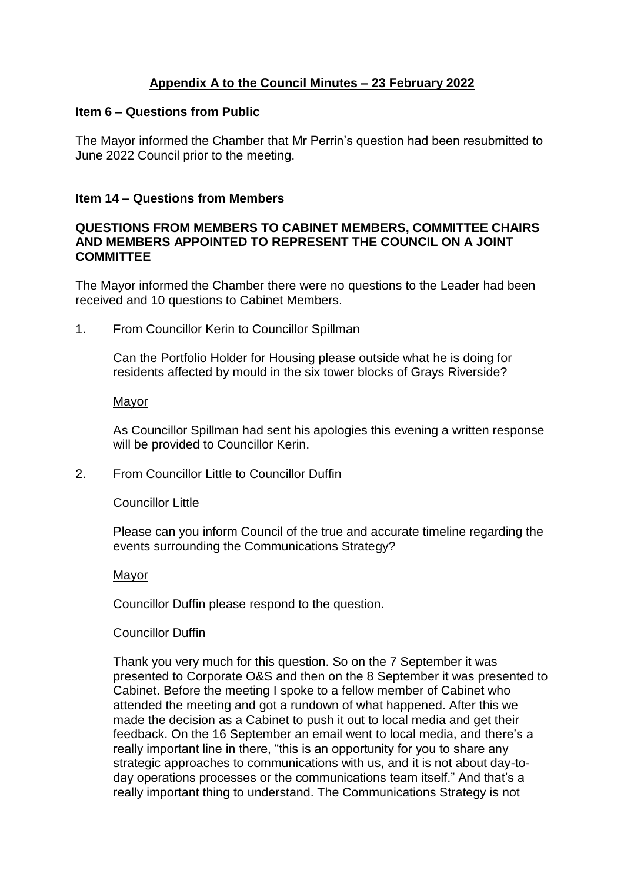## Appendix A to the Council Minutes – 23 February 2022

### Item 6 – Questions from Public

The Mayor informed the Chamber that Mr Perrin's question had been resubmitted to June 2022 Council prior to the meeting.

### Item 14 – Questions from Members

**QUESTIONS FROM MEMBERS TO CABINET MEMBERS, COMMITTEE CHAIRS AND MEMBERS APPOINTED TO REPRESENT THE COUNCIL ON A JOINT COMMITTEE**

The Mayor informed the Chamber there were no questions to the Leader had been received and 10 questions to Cabinet Members.

1. From Councillor Kerin to Councillor Spillman

   Can the Portfolio Holder for Housing please outside what he is doing for residents affected by mould in the six tower blocks of Grays Riverside?

   Mayor

   As Councillor Spillman had sent his apologies this evening a written response will be provided to Councillor Kerin.

2. From Councillor Little to Councillor Duffin

   Councillor Little

   Please can you inform Council of the true and accurate timeline regarding the events surrounding the Communications Strategy?

   Mayor

   Councillor Duffin please respond to the question.

   Councillor Duffin

   Thank you very much for this question. So on the 7 September it was presented to Corporate O&S and then on the 8 September it was presented to Cabinet. Before the meeting I spoke to a fellow member of Cabinet who attended the meeting and got a rundown of what happened. After this we made the decision as a Cabinet to push it out to local media and get their feedback. On the 16 September an email went to local media, and there's a really important line in there, "this is an opportunity for you to share any strategic approaches to communications with us, and it is not about day-to-day operations processes or the communications team itself." And that's a really important thing to understand. The Communications Strategy is not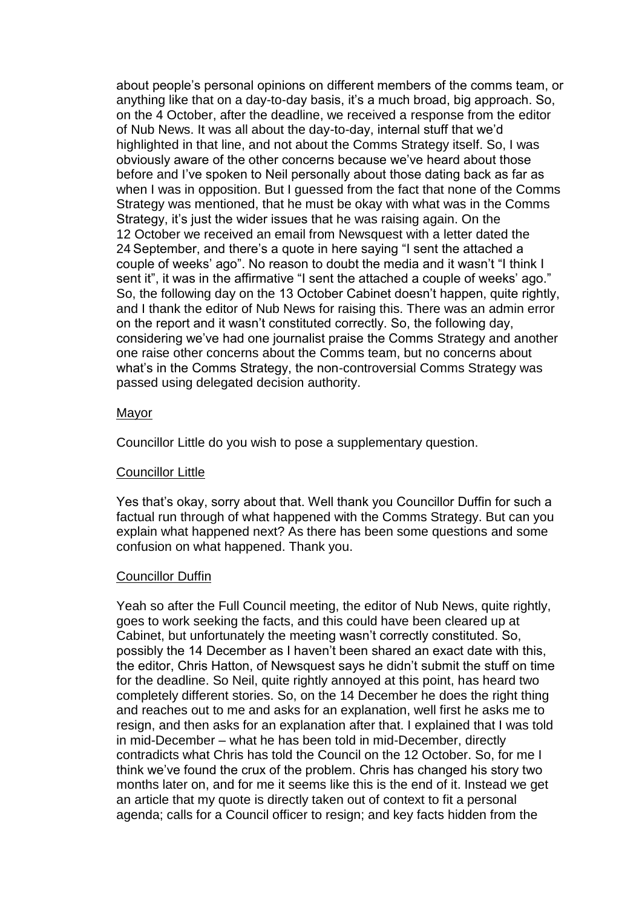about people's personal opinions on different members of the comms team, or anything like that on a day-to-day basis, it's a much broad, big approach. So, on the 4 October, after the deadline, we received a response from the editor of Nub News. It was all about the day-to-day, internal stuff that we'd highlighted in that line, and not about the Comms Strategy itself. So, I was obviously aware of the other concerns because we've heard about those before and I've spoken to Neil personally about those dating back as far as when I was in opposition. But I guessed from the fact that none of the Comms Strategy was mentioned, that he must be okay with what was in the Comms Strategy, it's just the wider issues that he was raising again. On the 12 October we received an email from Newsquest with a letter dated the 24 September, and there's a quote in here saying "I sent the attached a couple of weeks' ago". No reason to doubt the media and it wasn't "I think I sent it", it was in the affirmative "I sent the attached a couple of weeks' ago." So, the following day on the 13 October Cabinet doesn't happen, quite rightly, and I thank the editor of Nub News for raising this. There was an admin error on the report and it wasn't constituted correctly. So, the following day, considering we've had one journalist praise the Comms Strategy and another one raise other concerns about the Comms team, but no concerns about what's in the Comms Strategy, the non-controversial Comms Strategy was passed using delegated decision authority.

<u>Mayor</u>

Councillor Little do you wish to pose a supplementary question.

<u>Councillor Little</u>

Yes that's okay, sorry about that. Well thank you Councillor Duffin for such a factual run through of what happened with the Comms Strategy. But can you explain what happened next? As there has been some questions and some confusion on what happened. Thank you.

<u>Councillor Duffin</u>

Yeah so after the Full Council meeting, the editor of Nub News, quite rightly, goes to work seeking the facts, and this could have been cleared up at Cabinet, but unfortunately the meeting wasn't correctly constituted. So, possibly the 14 December as I haven't been shared an exact date with this, the editor, Chris Hatton, of Newsquest says he didn't submit the stuff on time for the deadline. So Neil, quite rightly annoyed at this point, has heard two completely different stories. So, on the 14 December he does the right thing and reaches out to me and asks for an explanation, well first he asks me to resign, and then asks for an explanation after that. I explained that I was told in mid-December – what he has been told in mid-December, directly contradicts what Chris has told the Council on the 12 October. So, for me I think we've found the crux of the problem. Chris has changed his story two months later on, and for me it seems like this is the end of it. Instead we get an article that my quote is directly taken out of context to fit a personal agenda; calls for a Council officer to resign; and key facts hidden from the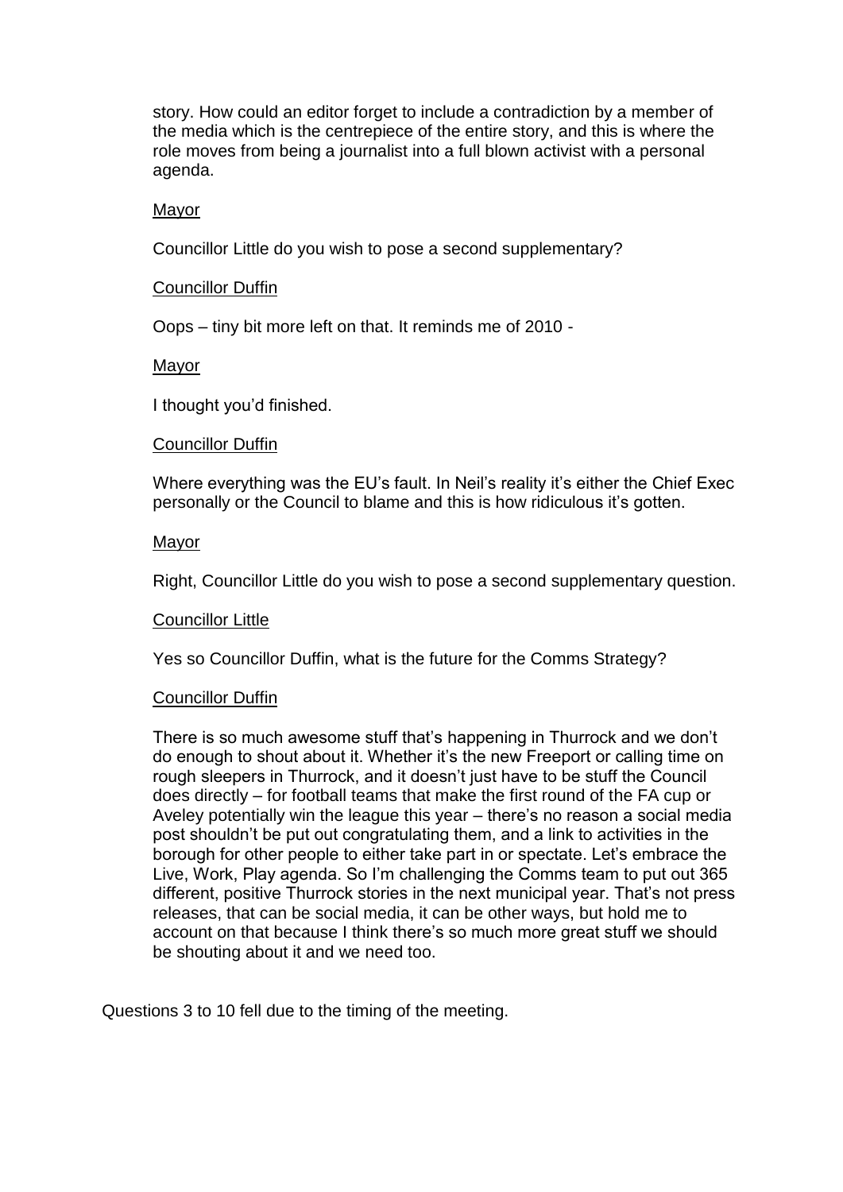story. How could an editor forget to include a contradiction by a member of the media which is the centrepiece of the entire story, and this is where the role moves from being a journalist into a full blown activist with a personal agenda.

Mayor

Councillor Little do you wish to pose a second supplementary?

Councillor Duffin

Oops – tiny bit more left on that. It reminds me of 2010 -

Mayor

I thought you'd finished.

Councillor Duffin

Where everything was the EU's fault. In Neil's reality it's either the Chief Exec personally or the Council to blame and this is how ridiculous it's gotten.

Mayor

Right, Councillor Little do you wish to pose a second supplementary question.

Councillor Little

Yes so Councillor Duffin, what is the future for the Comms Strategy?

Councillor Duffin

There is so much awesome stuff that's happening in Thurrock and we don't do enough to shout about it. Whether it's the new Freeport or calling time on rough sleepers in Thurrock, and it doesn't just have to be stuff the Council does directly – for football teams that make the first round of the FA cup or Aveley potentially win the league this year – there's no reason a social media post shouldn't be put out congratulating them, and a link to activities in the borough for other people to either take part in or spectate. Let's embrace the Live, Work, Play agenda. So I'm challenging the Comms team to put out 365 different, positive Thurrock stories in the next municipal year. That's not press releases, that can be social media, it can be other ways, but hold me to account on that because I think there's so much more great stuff we should be shouting about it and we need too.

Questions 3 to 10 fell due to the timing of the meeting.